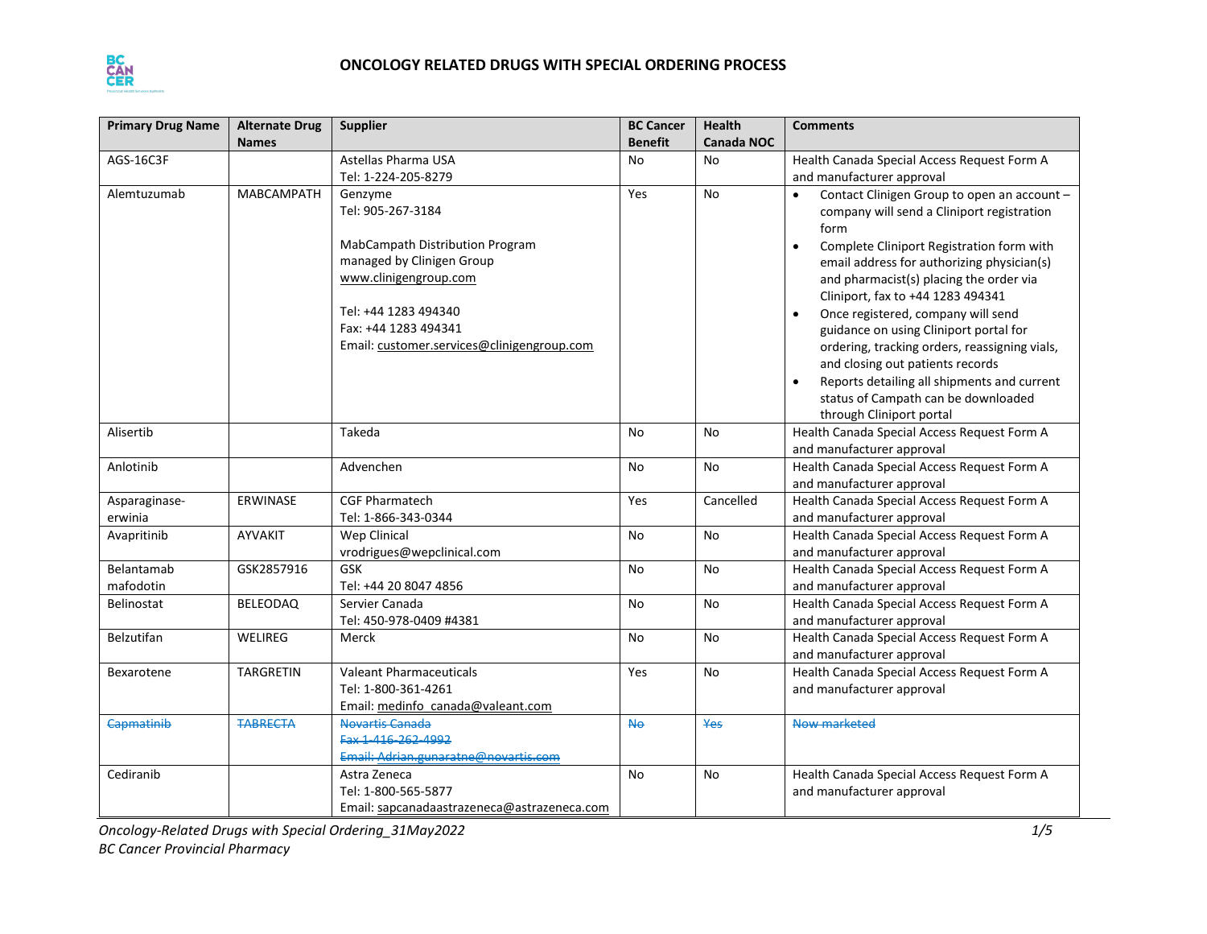# ONCOLOGY RELATED DRUGS WITH SPECIAL ORDERING PROCESS

| Primary Drug Name | Alternate Drug Names | Supplier | BC Cancer Benefit | Health Canada NOC | Comments |
|---|---|---|---|---|---|
| AGS-16C3F | | Astellas Pharma USA<br>Tel: 1-224-205-8279 | No | No | Health Canada Special Access Request Form A and manufacturer approval |
| Alemtuzumab | MABCAMPATH | Genzyme<br>Tel: 905-267-3184<br><br>MabCampath Distribution Program managed by Clinigen Group<br>www.clinigengroup.com<br><br>Tel: +44 1283 494340<br>Fax: +44 1283 494341<br>Email: customer.services@clinigengroup.com | Yes | No | • Contact Clinigen Group to open an account – company will send a Cliniport registration form<br>• Complete Cliniport Registration form with email address for authorizing physician(s) and pharmacist(s) placing the order via Cliniport, fax to +44 1283 494341<br>• Once registered, company will send guidance on using Cliniport portal for ordering, tracking orders, reassigning vials, and closing out patients records<br>• Reports detailing all shipments and current status of Campath can be downloaded through Cliniport portal |
| Alisertib | | Takeda | No | No | Health Canada Special Access Request Form A and manufacturer approval |
| Anlotinib | | Advenchen | No | No | Health Canada Special Access Request Form A and manufacturer approval |
| Asparaginase-erwinia | ERWINASE | CGF Pharmatech<br>Tel: 1-866-343-0344 | Yes | Cancelled | Health Canada Special Access Request Form A and manufacturer approval |
| Avapritinib | AYVAKIT | Wep Clinical<br>vrodrigues@wepclinical.com | No | No | Health Canada Special Access Request Form A and manufacturer approval |
| Belantamab mafodotin | GSK2857916 | GSK<br>Tel: +44 20 8047 4856 | No | No | Health Canada Special Access Request Form A and manufacturer approval |
| Belinostat | BELEODAQ | Servier Canada<br>Tel: 450-978-0409 #4381 | No | No | Health Canada Special Access Request Form A and manufacturer approval |
| Belzutifan | WELIREG | Merck | No | No | Health Canada Special Access Request Form A and manufacturer approval |
| Bexarotene | TARGRETIN | Valeant Pharmaceuticals<br>Tel: 1-800-361-4261<br>Email: medinfo_canada@valeant.com | Yes | No | Health Canada Special Access Request Form A and manufacturer approval |
| ~~Capmatinib~~ | ~~TABRECTA~~ | ~~Novartis Canada~~<br>~~Fax 1-416-262-4992~~<br>~~Email: Adrian.gunaratne@novartis.com~~ | ~~No~~ | ~~Yes~~ | ~~Now marketed~~ |
| Cediranib | | Astra Zeneca<br>Tel: 1-800-565-5877<br>Email: sapcanadaastrazeneca@astrazeneca.com | No | No | Health Canada Special Access Request Form A and manufacturer approval |

*Oncology-Related Drugs with Special Ordering_31May2022*
*BC Cancer Provincial Pharmacy*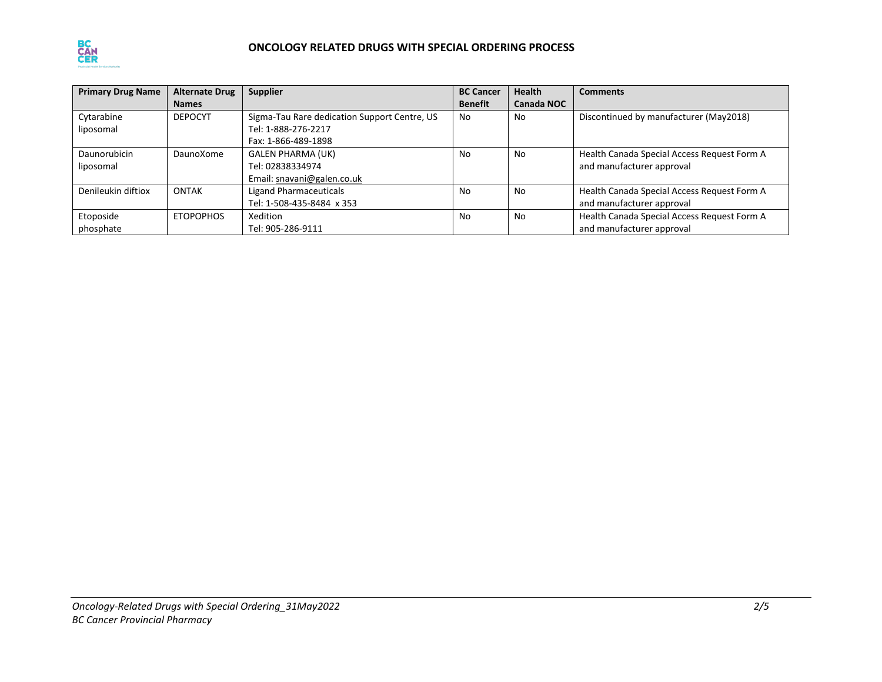# ONCOLOGY RELATED DRUGS WITH SPECIAL ORDERING PROCESS

| Primary Drug Name | Alternate Drug Names | Supplier | BC Cancer Benefit | Health Canada NOC | Comments |
|---|---|---|---|---|---|
| Cytarabine liposomal | DEPOCYT | Sigma-Tau Rare dedication Support Centre, US<br>Tel: 1-888-276-2217<br>Fax: 1-866-489-1898 | No | No | Discontinued by manufacturer (May2018) |
| Daunorubicin liposomal | DaunoXome | GALEN PHARMA (UK)<br>Tel: 02838334974<br>Email: snavani@galen.co.uk | No | No | Health Canada Special Access Request Form A and manufacturer approval |
| Denileukin diftiox | ONTAK | Ligand Pharmaceuticals<br>Tel: 1-508-435-8484 x 353 | No | No | Health Canada Special Access Request Form A and manufacturer approval |
| Etoposide phosphate | ETOPOPHOS | Xedition<br>Tel: 905-286-9111 | No | No | Health Canada Special Access Request Form A and manufacturer approval |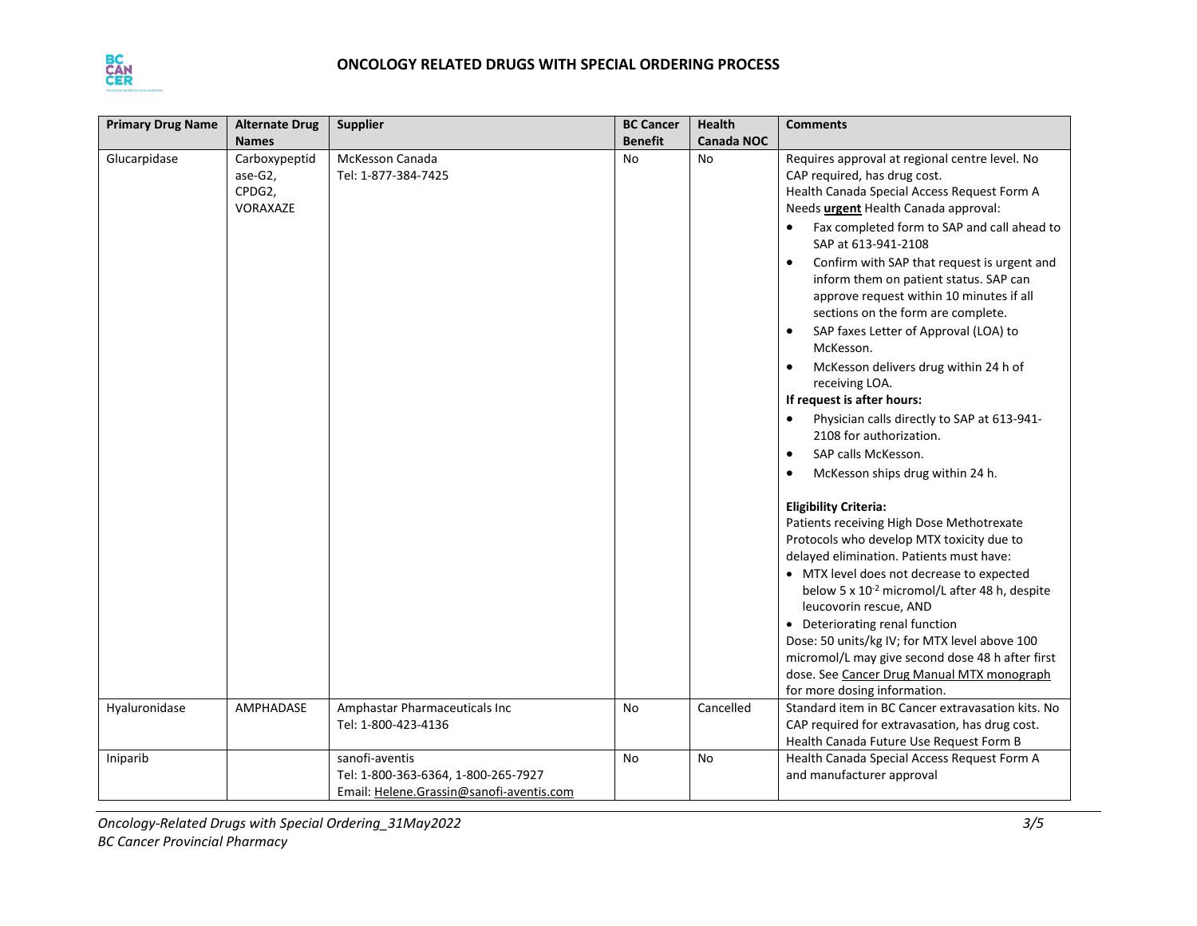# ONCOLOGY RELATED DRUGS WITH SPECIAL ORDERING PROCESS

| Primary Drug Name | Alternate Drug Names | Supplier | BC Cancer Benefit | Health Canada NOC | Comments |
|---|---|---|---|---|---|
| Glucarpidase | Carboxypeptidase-G2, CPDG2, VORAXAZE | McKesson Canada<br>Tel: 1-877-384-7425 | No | No | Requires approval at regional centre level. No CAP required, has drug cost.<br>Health Canada Special Access Request Form A<br>Needs **urgent** Health Canada approval:<br>• Fax completed form to SAP and call ahead to SAP at 613-941-2108<br>• Confirm with SAP that request is urgent and inform them on patient status. SAP can approve request within 10 minutes if all sections on the form are complete.<br>• SAP faxes Letter of Approval (LOA) to McKesson.<br>• McKesson delivers drug within 24 h of receiving LOA.<br>**If request is after hours:**<br>• Physician calls directly to SAP at 613-941-2108 for authorization.<br>• SAP calls McKesson.<br>• McKesson ships drug within 24 h.<br><br>**Eligibility Criteria:**<br>Patients receiving High Dose Methotrexate Protocols who develop MTX toxicity due to delayed elimination. Patients must have:<br>• MTX level does not decrease to expected below 5 x $10^{-2}$ micromol/L after 48 h, despite leucovorin rescue, AND<br>• Deteriorating renal function<br>Dose: 50 units/kg IV; for MTX level above 100 micromol/L may give second dose 48 h after first dose. See Cancer Drug Manual MTX monograph for more dosing information. |
| Hyaluronidase | AMPHADASE | Amphastar Pharmaceuticals Inc<br>Tel: 1-800-423-4136 | No | Cancelled | Standard item in BC Cancer extravasation kits. No CAP required for extravasation, has drug cost.<br>Health Canada Future Use Request Form B |
| Iniparib | | sanofi-aventis<br>Tel: 1-800-363-6364, 1-800-265-7927<br>Email: Helene.Grassin@sanofi-aventis.com | No | No | Health Canada Special Access Request Form A and manufacturer approval |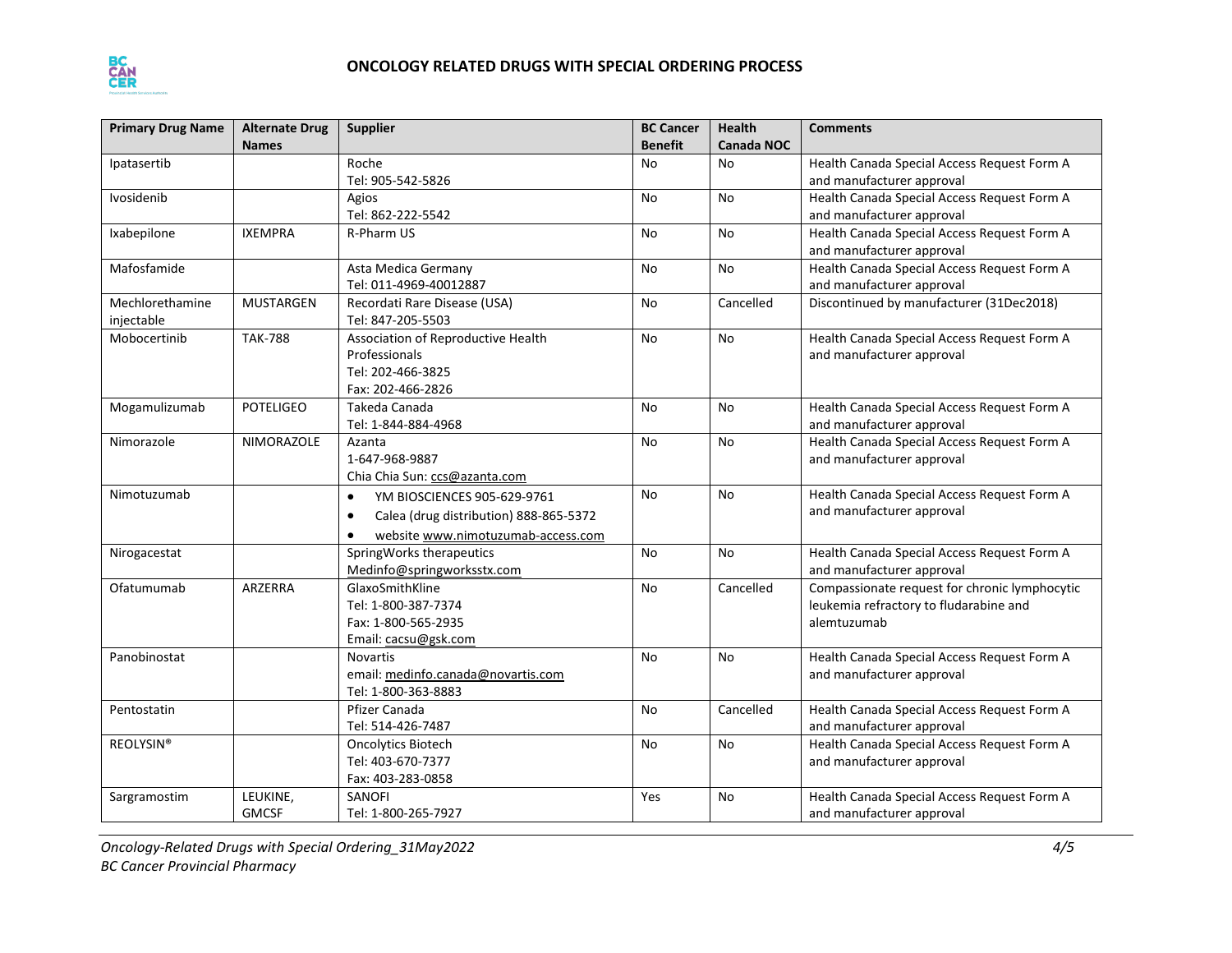## ONCOLOGY RELATED DRUGS WITH SPECIAL ORDERING PROCESS

| Primary Drug Name | Alternate Drug Names | Supplier | BC Cancer Benefit | Health Canada NOC | Comments |
|---|---|---|---|---|---|
| Ipatasertib | | Roche<br>Tel: 905-542-5826 | No | No | Health Canada Special Access Request Form A and manufacturer approval |
| Ivosidenib | | Agios<br>Tel: 862-222-5542 | No | No | Health Canada Special Access Request Form A and manufacturer approval |
| Ixabepilone | IXEMPRA | R-Pharm US | No | No | Health Canada Special Access Request Form A and manufacturer approval |
| Mafosfamide | | Asta Medica Germany<br>Tel: 011-4969-40012887 | No | No | Health Canada Special Access Request Form A and manufacturer approval |
| Mechlorethamine injectable | MUSTARGEN | Recordati Rare Disease (USA)<br>Tel: 847-205-5503 | No | Cancelled | Discontinued by manufacturer (31Dec2018) |
| Mobocertinib | TAK-788 | Association of Reproductive Health Professionals<br>Tel: 202-466-3825<br>Fax: 202-466-2826 | No | No | Health Canada Special Access Request Form A and manufacturer approval |
| Mogamulizumab | POTELIGEO | Takeda Canada<br>Tel: 1-844-884-4968 | No | No | Health Canada Special Access Request Form A and manufacturer approval |
| Nimorazole | NIMORAZOLE | Azanta<br>1-647-968-9887<br>Chia Chia Sun: ccs@azanta.com | No | No | Health Canada Special Access Request Form A and manufacturer approval |
| Nimotuzumab | | • YM BIOSCIENCES 905-629-9761<br>• Calea (drug distribution) 888-865-5372<br>• website www.nimotuzumab-access.com | No | No | Health Canada Special Access Request Form A and manufacturer approval |
| Nirogacestat | | SpringWorks therapeutics<br>Medinfo@springworkstx.com | No | No | Health Canada Special Access Request Form A and manufacturer approval |
| Ofatumumab | ARZERRA | GlaxoSmithKline<br>Tel: 1-800-387-7374<br>Fax: 1-800-565-2935<br>Email: cacsu@gsk.com | No | Cancelled | Compassionate request for chronic lymphocytic leukemia refractory to fludarabine and alemtuzumab |
| Panobinostat | | Novartis<br>email: medinfo.canada@novartis.com<br>Tel: 1-800-363-8883 | No | No | Health Canada Special Access Request Form A and manufacturer approval |
| Pentostatin | | Pfizer Canada<br>Tel: 514-426-7487 | No | Cancelled | Health Canada Special Access Request Form A and manufacturer approval |
| REOLYSIN® | | Oncolytics Biotech<br>Tel: 403-670-7377<br>Fax: 403-283-0858 | No | No | Health Canada Special Access Request Form A and manufacturer approval |
| Sargramostim | LEUKINE, GMCSF | SANOFI<br>Tel: 1-800-265-7927 | Yes | No | Health Canada Special Access Request Form A and manufacturer approval |

*Oncology-Related Drugs with Special Ordering_31May2022*
*BC Cancer Provincial Pharmacy*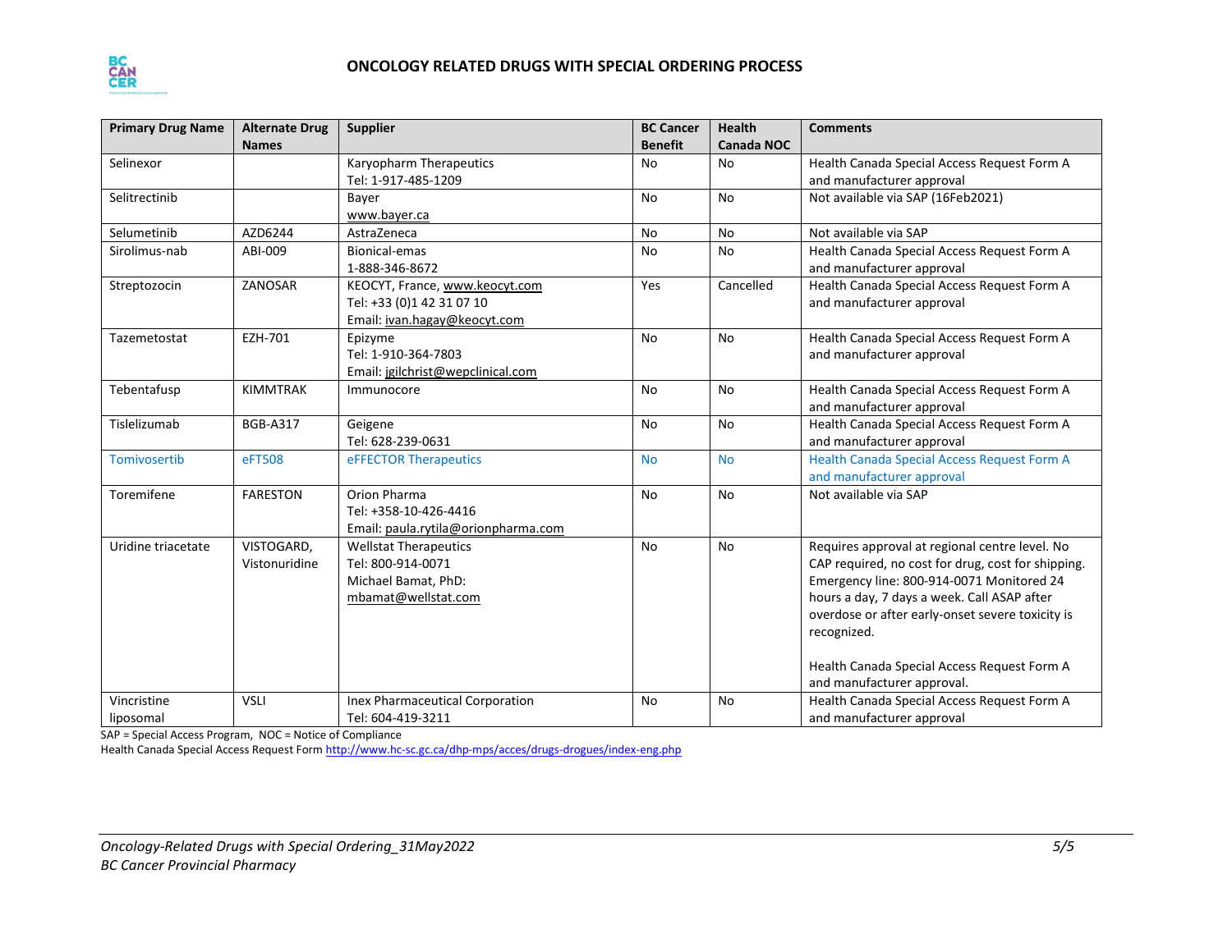# ONCOLOGY RELATED DRUGS WITH SPECIAL ORDERING PROCESS

| Primary Drug Name | Alternate Drug Names | Supplier | BC Cancer Benefit | Health Canada NOC | Comments |
|---|---|---|---|---|---|
| Selinexor | | Karyopharm Therapeutics<br>Tel: 1-917-485-1209 | No | No | Health Canada Special Access Request Form A and manufacturer approval |
| Selitrectinib | | Bayer<br>www.bayer.ca | No | No | Not available via SAP (16Feb2021) |
| Selumetinib | AZD6244 | AstraZeneca | No | No | Not available via SAP |
| Sirolimus-nab | ABI-009 | Bionical-emas<br>1-888-346-8672 | No | No | Health Canada Special Access Request Form A and manufacturer approval |
| Streptozocin | ZANOSAR | KEOCYT, France, www.keocyt.com<br>Tel: +33 (0)1 42 31 07 10<br>Email: ivan.hagay@keocyt.com | Yes | Cancelled | Health Canada Special Access Request Form A and manufacturer approval |
| Tazemetostat | EZH-701 | Epizyme<br>Tel: 1-910-364-7803<br>Email: jgilchrist@wepclinical.com | No | No | Health Canada Special Access Request Form A and manufacturer approval |
| Tebentafusp | KIMMTRAK | Immunocore | No | No | Health Canada Special Access Request Form A and manufacturer approval |
| Tislelizumab | BGB-A317 | Geigene<br>Tel: 628-239-0631 | No | No | Health Canada Special Access Request Form A and manufacturer approval |
| Tomivosertib | eFT508 | eFFECTOR Therapeutics | No | No | Health Canada Special Access Request Form A and manufacturer approval |
| Toremifene | FARESTON | Orion Pharma<br>Tel: +358-10-426-4416<br>Email: paula.rytila@orionpharma.com | No | No | Not available via SAP |
| Uridine triacetate | VISTOGARD, Vistonuridine | Wellstat Therapeutics<br>Tel: 800-914-0071<br>Michael Bamat, PhD:<br>mbamat@wellstat.com | No | No | Requires approval at regional centre level. No CAP required, no cost for drug, cost for shipping. Emergency line: 800-914-0071 Monitored 24 hours a day, 7 days a week. Call ASAP after overdose or after early-onset severe toxicity is recognized.<br><br>Health Canada Special Access Request Form A and manufacturer approval. |
| Vincristine liposomal | VSLI | Inex Pharmaceutical Corporation<br>Tel: 604-419-3211 | No | No | Health Canada Special Access Request Form A and manufacturer approval |

SAP = Special Access Program, NOC = Notice of Compliance
Health Canada Special Access Request Form http://www.hc-sc.gc.ca/dhp-mps/acces/drugs-drogues/index-eng.php